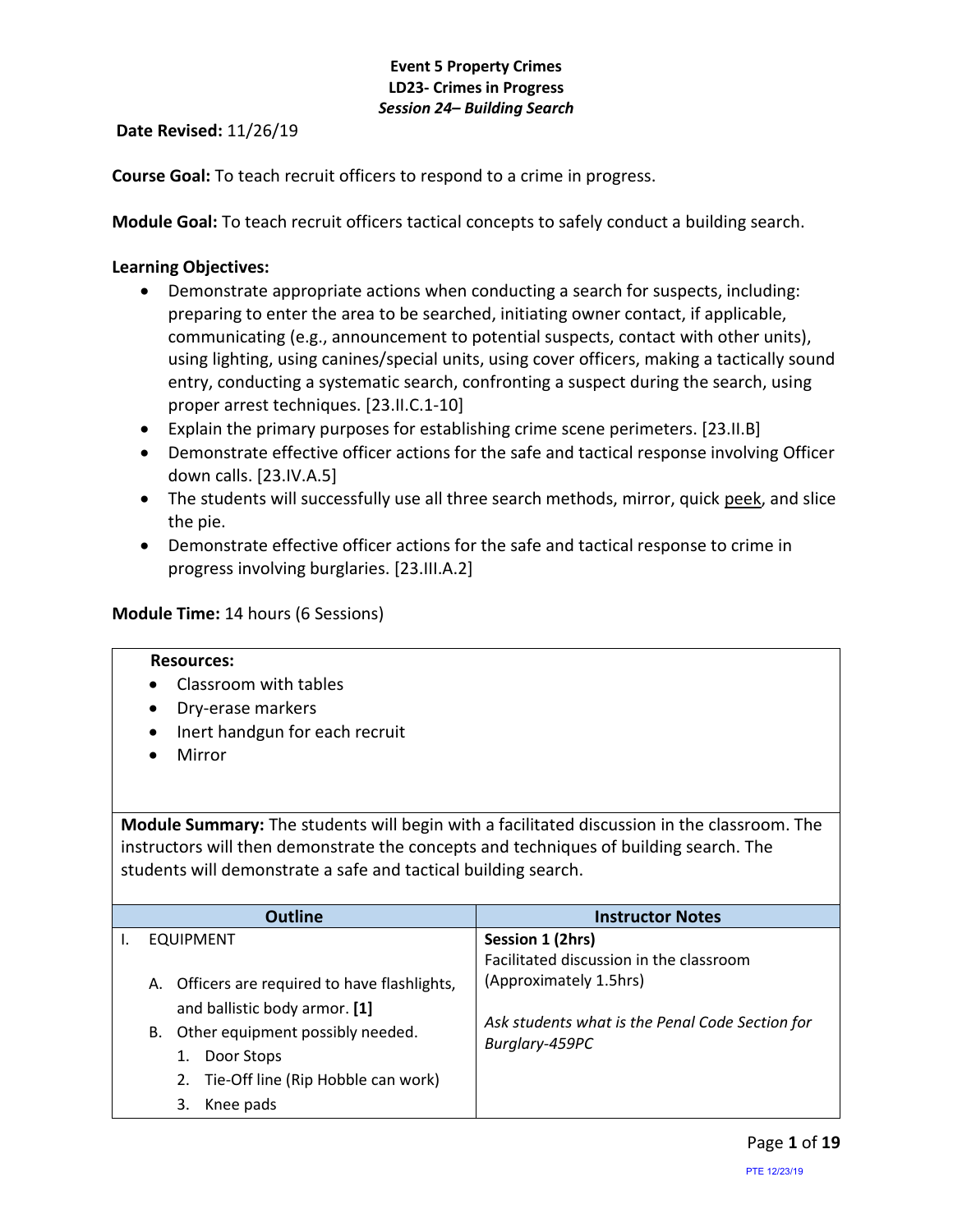**Event 5 Property Crimes**
**LD23- Crimes in Progress**
***Session 24– Building Search***

**Date Revised:** 11/26/19

**Course Goal:** To teach recruit officers to respond to a crime in progress.

**Module Goal:** To teach recruit officers tactical concepts to safely conduct a building search.

**Learning Objectives:**

- Demonstrate appropriate actions when conducting a search for suspects, including: preparing to enter the area to be searched, initiating owner contact, if applicable, communicating (e.g., announcement to potential suspects, contact with other units), using lighting, using canines/special units, using cover officers, making a tactically sound entry, conducting a systematic search, confronting a suspect during the search, using proper arrest techniques. [23.II.C.1-10]
- Explain the primary purposes for establishing crime scene perimeters. [23.II.B]
- Demonstrate effective officer actions for the safe and tactical response involving Officer down calls. [23.IV.A.5]
- The students will successfully use all three search methods, mirror, quick peek, and slice the pie.
- Demonstrate effective officer actions for the safe and tactical response to crime in progress involving burglaries. [23.III.A.2]

**Module Time:** 14 hours (6 Sessions)

**Resources:**

- Classroom with tables
- Dry-erase markers
- Inert handgun for each recruit
- Mirror

**Module Summary:** The students will begin with a facilitated discussion in the classroom. The instructors will then demonstrate the concepts and techniques of building search. The students will demonstrate a safe and tactical building search.

| Outline | Instructor Notes |
| --- | --- |
| I. EQUIPMENT<br><br>A. Officers are required to have flashlights, and ballistic body armor. **[1]**<br>B. Other equipment possibly needed.<br>1. Door Stops<br>2. Tie-Off line (Rip Hobble can work)<br>3. Knee pads | **Session 1 (2hrs)**<br>Facilitated discussion in the classroom (Approximately 1.5hrs)<br><br>*Ask students what is the Penal Code Section for Burglary-459PC* |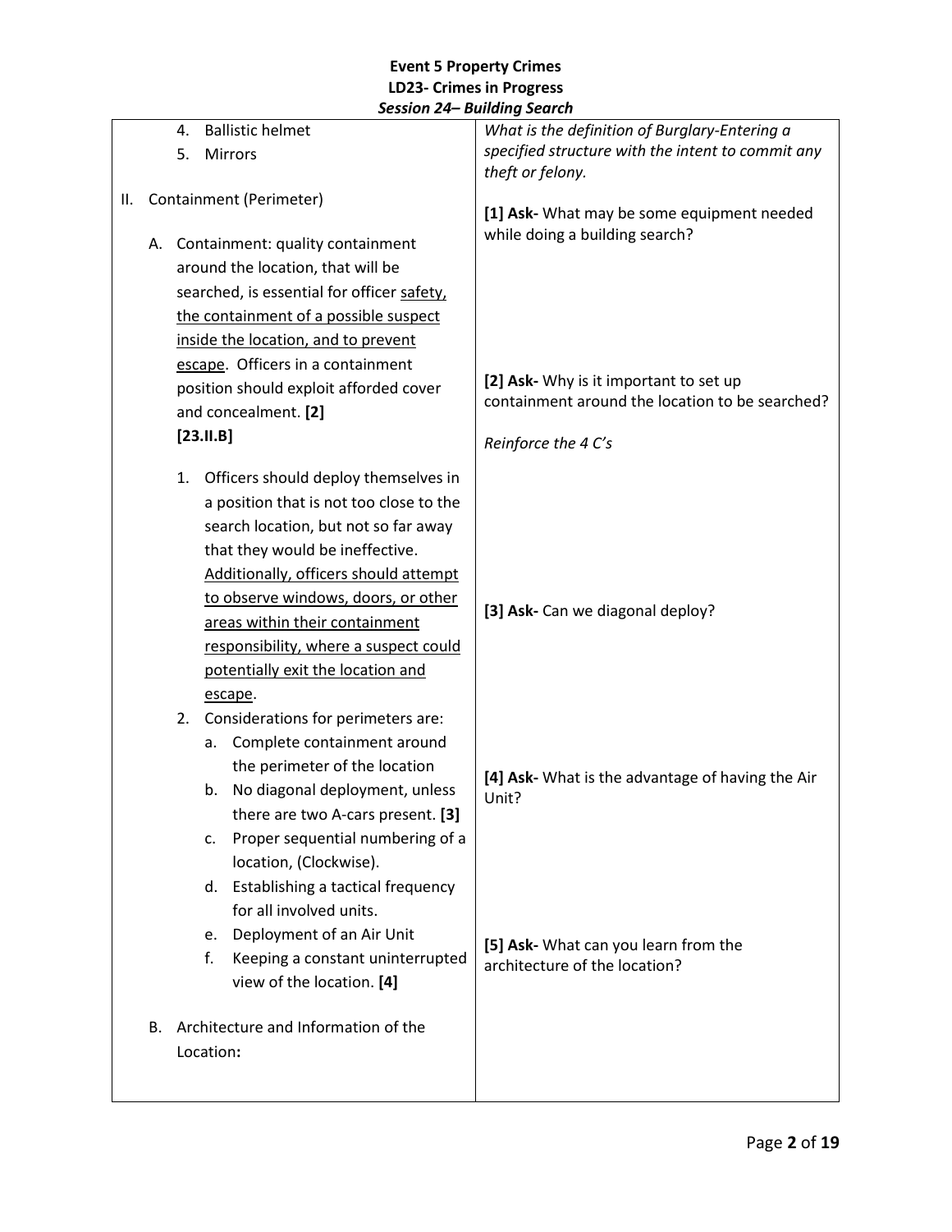4. Ballistic helmet
5. Mirrors

II. Containment (Perimeter)

A. Containment: quality containment around the location, that will be searched, is essential for officer safety, the containment of a possible suspect inside the location, and to prevent escape. Officers in a containment position should exploit afforded cover and concealment. **[2]**
**[23.II.B]**

1. Officers should deploy themselves in a position that is not too close to the search location, but not so far away that they would be ineffective. Additionally, officers should attempt to observe windows, doors, or other areas within their containment responsibility, where a suspect could potentially exit the location and escape.
2. Considerations for perimeters are:
   a. Complete containment around the perimeter of the location
   b. No diagonal deployment, unless there are two A-cars present. **[3]**
   c. Proper sequential numbering of a location, (Clockwise).
   d. Establishing a tactical frequency for all involved units.
   e. Deployment of an Air Unit
   f. Keeping a constant uninterrupted view of the location. **[4]**

B. Architecture and Information of the Location**:**

---

*What is the definition of Burglary-Entering a specified structure with the intent to commit any theft or felony.*

**[1] Ask-** What may be some equipment needed while doing a building search?

**[2] Ask-** Why is it important to set up containment around the location to be searched?

*Reinforce the 4 C's*

**[3] Ask-** Can we diagonal deploy?

**[4] Ask-** What is the advantage of having the Air Unit?

**[5] Ask-** What can you learn from the architecture of the location?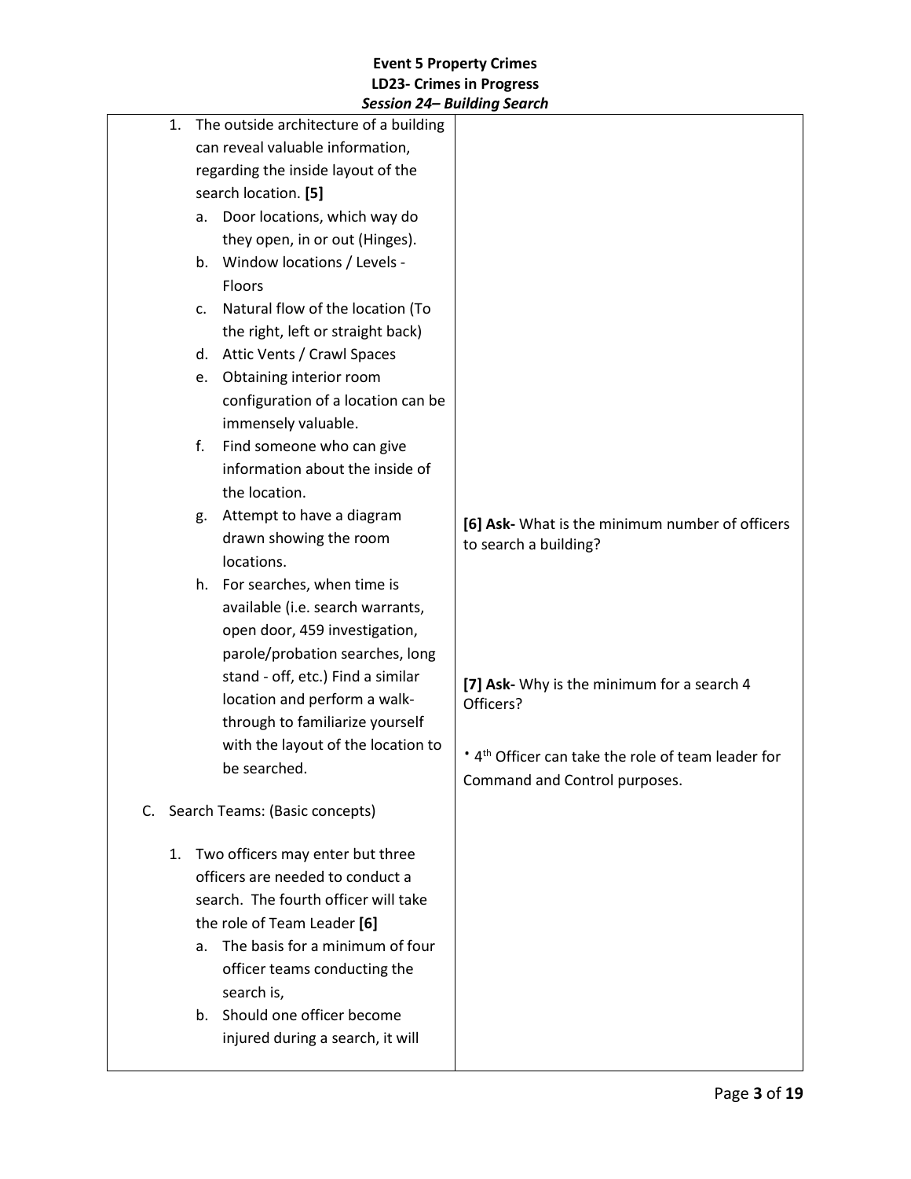| | |
|---|---|
| 1. The outside architecture of a building can reveal valuable information, regarding the inside layout of the search location. **[5]**<br>a. Door locations, which way do they open, in or out (Hinges).<br>b. Window locations / Levels - Floors<br>c. Natural flow of the location (To the right, left or straight back)<br>d. Attic Vents / Crawl Spaces<br>e. Obtaining interior room configuration of a location can be immensely valuable.<br>f. Find someone who can give information about the inside of the location.<br>g. Attempt to have a diagram drawn showing the room locations.<br>h. For searches, when time is available (i.e. search warrants, open door, 459 investigation, parole/probation searches, long stand - off, etc.) Find a similar location and perform a walk-through to familiarize yourself with the layout of the location to be searched. | **[6] Ask-** What is the minimum number of officers to search a building?<br><br>**[7] Ask-** Why is the minimum for a search 4 Officers?<br><br>• 4th Officer can take the role of team leader for Command and Control purposes. |
| C. Search Teams: (Basic concepts)<br><br>1. Two officers may enter but three officers are needed to conduct a search. The fourth officer will take the role of Team Leader **[6]**<br>a. The basis for a minimum of four officer teams conducting the search is,<br>b. Should one officer become injured during a search, it will | |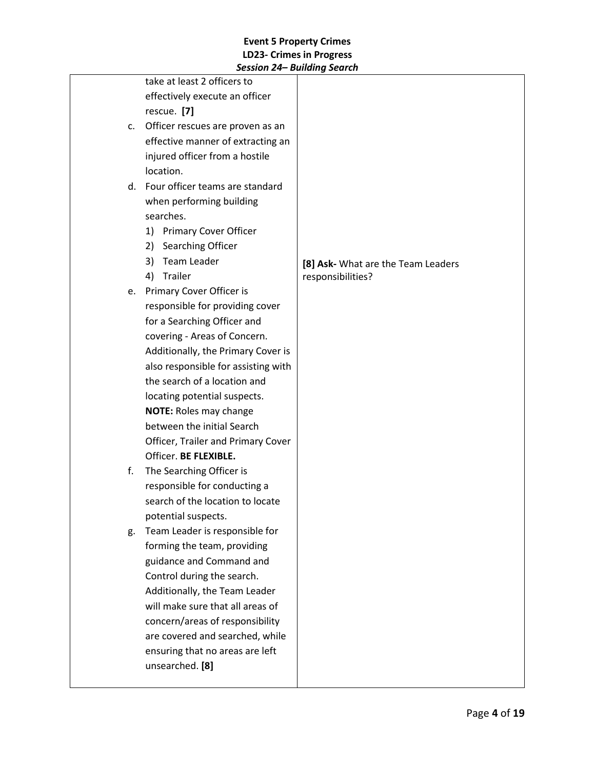| | |
|---|---|
| take at least 2 officers to effectively execute an officer rescue. **[7]**<br>c. Officer rescues are proven as an effective manner of extracting an injured officer from a hostile location.<br>d. Four officer teams are standard when performing building searches.<br>1) Primary Cover Officer<br>2) Searching Officer<br>3) Team Leader<br>4) Trailer<br>e. Primary Cover Officer is responsible for providing cover for a Searching Officer and covering - Areas of Concern. Additionally, the Primary Cover is also responsible for assisting with the search of a location and locating potential suspects. **NOTE:** Roles may change between the initial Search Officer, Trailer and Primary Cover Officer. **BE FLEXIBLE.**<br>f. The Searching Officer is responsible for conducting a search of the location to locate potential suspects.<br>g. Team Leader is responsible for forming the team, providing guidance and Command and Control during the search. Additionally, the Team Leader will make sure that all areas of concern/areas of responsibility are covered and searched, while ensuring that no areas are left unsearched. **[8]** | **[8] Ask-** What are the Team Leaders responsibilities? |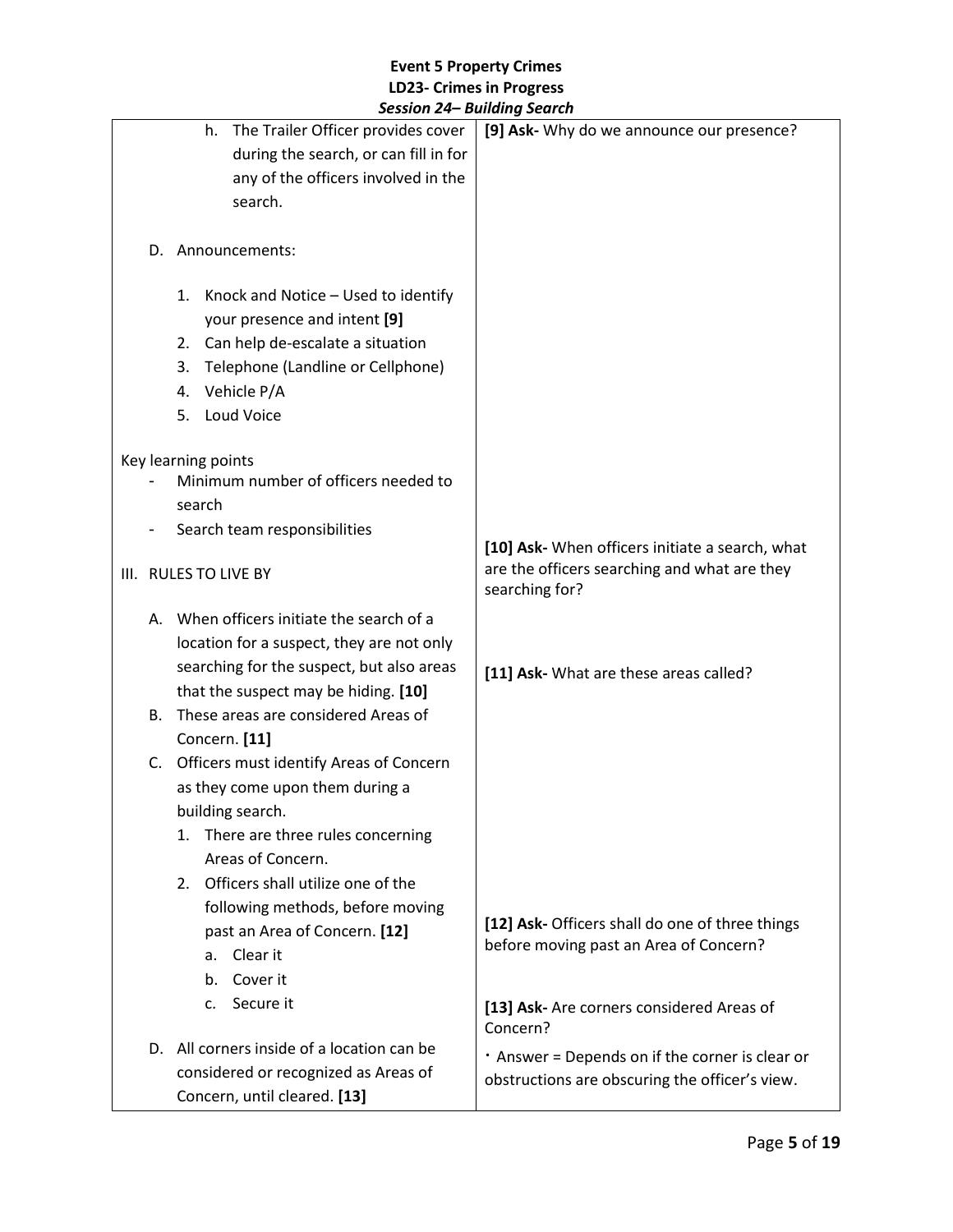| | |
|---|---|
| h. The Trailer Officer provides cover during the search, or can fill in for any of the officers involved in the search. | **[9] Ask-** Why do we announce our presence? |
| D. Announcements:<br><br>1. Knock and Notice – Used to identify your presence and intent **[9]**<br>2. Can help de-escalate a situation<br>3. Telephone (Landline or Cellphone)<br>4. Vehicle P/A<br>5. Loud Voice | |
| Key learning points<br>- Minimum number of officers needed to search<br>- Search team responsibilities | |
| III. RULES TO LIVE BY<br><br>A. When officers initiate the search of a location for a suspect, they are not only searching for the suspect, but also areas that the suspect may be hiding. **[10]** | **[10] Ask-** When officers initiate a search, what are the officers searching and what are they searching for? |
| B. These areas are considered Areas of Concern. **[11]** | **[11] Ask-** What are these areas called? |
| C. Officers must identify Areas of Concern as they come upon them during a building search.<br>1. There are three rules concerning Areas of Concern.<br>2. Officers shall utilize one of the following methods, before moving past an Area of Concern. **[12]**<br>a. Clear it<br>b. Cover it<br>c. Secure it | **[12] Ask-** Officers shall do one of three things before moving past an Area of Concern? |
| D. All corners inside of a location can be considered or recognized as Areas of Concern, until cleared. **[13]** | **[13] Ask-** Are corners considered Areas of Concern?<br>• Answer = Depends on if the corner is clear or obstructions are obscuring the officer's view. |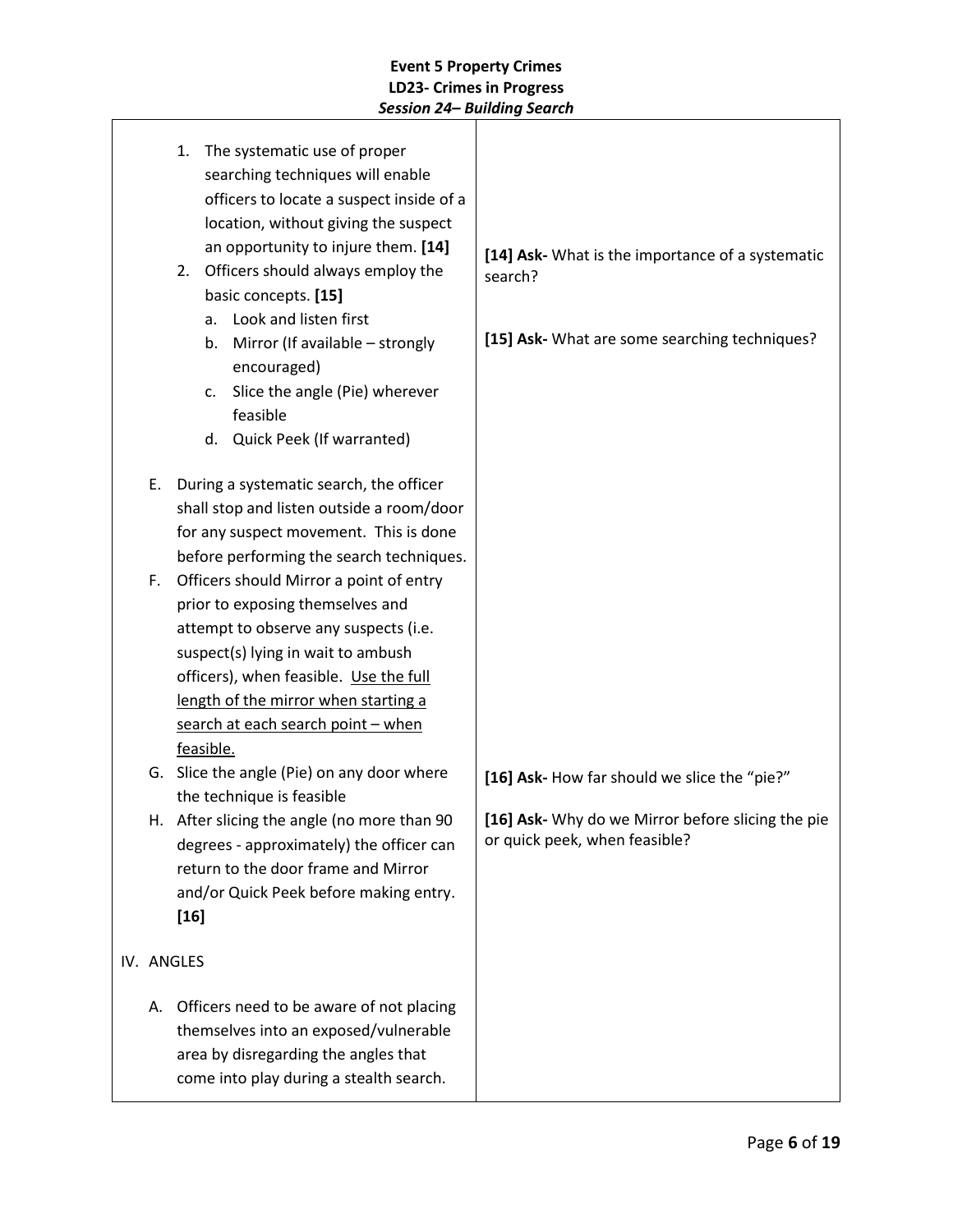| | |
|---|---|
| 1. The systematic use of proper searching techniques will enable officers to locate a suspect inside of a location, without giving the suspect an opportunity to injure them. **[14]** | **[14] Ask-** What is the importance of a systematic search? |
| 2. Officers should always employ the basic concepts. **[15]**<br>a. Look and listen first<br>b. Mirror (If available – strongly encouraged)<br>c. Slice the angle (Pie) wherever feasible<br>d. Quick Peek (If warranted) | **[15] Ask-** What are some searching techniques? |
| E. During a systematic search, the officer shall stop and listen outside a room/door for any suspect movement. This is done before performing the search techniques. | |
| F. Officers should Mirror a point of entry prior to exposing themselves and attempt to observe any suspects (i.e. suspect(s) lying in wait to ambush officers), when feasible. <u>Use the full length of the mirror when starting a search at each search point – when feasible.</u> | |
| G. Slice the angle (Pie) on any door where the technique is feasible | **[16] Ask-** How far should we slice the "pie?" |
| H. After slicing the angle (no more than 90 degrees - approximately) the officer can return to the door frame and Mirror and/or Quick Peek before making entry. **[16]** | **[16] Ask-** Why do we Mirror before slicing the pie or quick peek, when feasible? |
| IV. ANGLES | |
| A. Officers need to be aware of not placing themselves into an exposed/vulnerable area by disregarding the angles that come into play during a stealth search. | |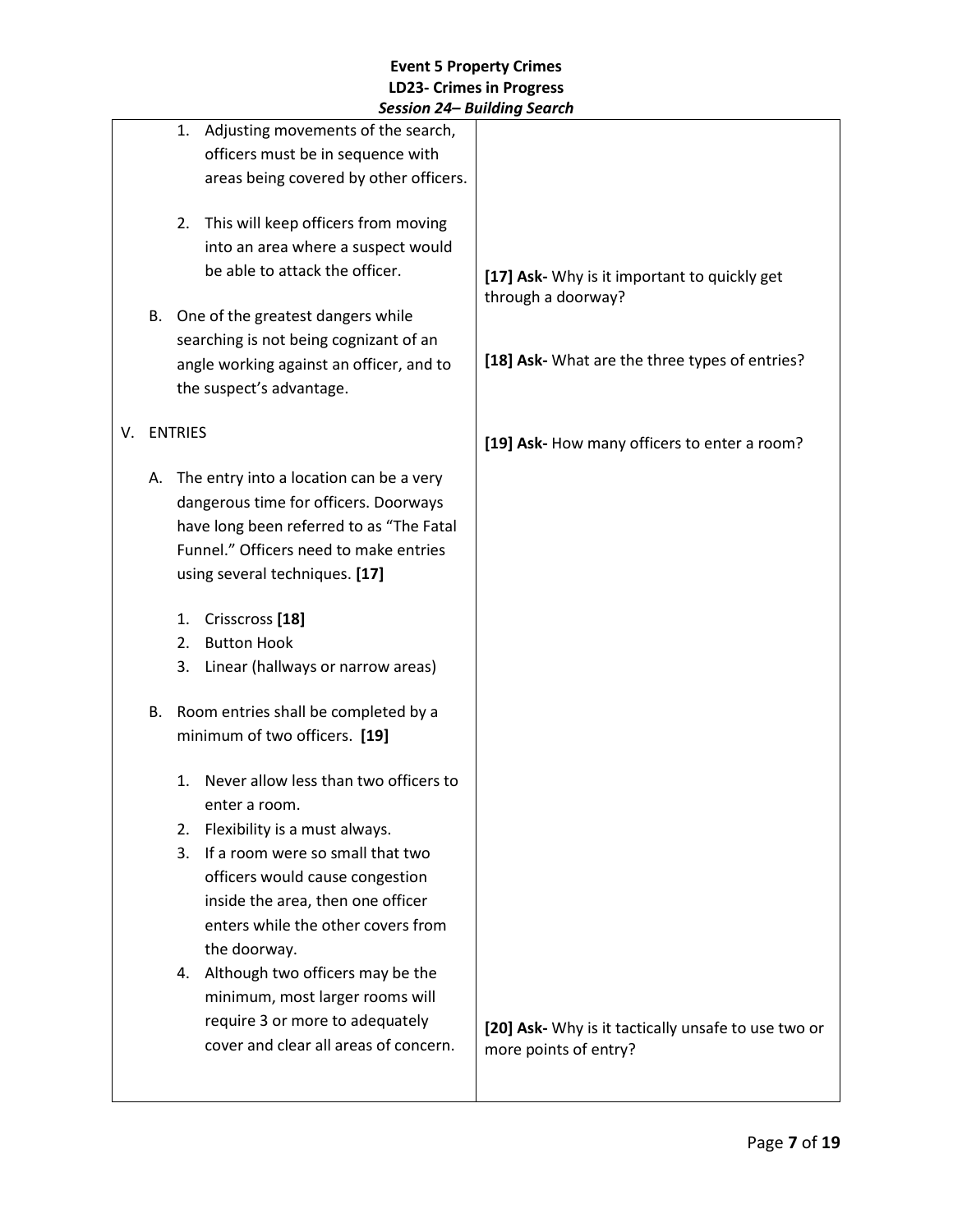| | |
|---|---|
| 1. Adjusting movements of the search, officers must be in sequence with areas being covered by other officers.<br><br>2. This will keep officers from moving into an area where a suspect would be able to attack the officer.<br><br>B. One of the greatest dangers while searching is not being cognizant of an angle working against an officer, and to the suspect's advantage.<br><br>V. ENTRIES<br><br>A. The entry into a location can be a very dangerous time for officers. Doorways have long been referred to as "The Fatal Funnel." Officers need to make entries using several techniques. **[17]**<br><br>1. Crisscross **[18]**<br>2. Button Hook<br>3. Linear (hallways or narrow areas)<br><br>B. Room entries shall be completed by a minimum of two officers. **[19]**<br><br>1. Never allow less than two officers to enter a room.<br>2. Flexibility is a must always.<br>3. If a room were so small that two officers would cause congestion inside the area, then one officer enters while the other covers from the doorway.<br>4. Although two officers may be the minimum, most larger rooms will require 3 or more to adequately cover and clear all areas of concern. | **[17] Ask-** Why is it important to quickly get through a doorway?<br><br>**[18] Ask-** What are the three types of entries?<br><br>**[19] Ask-** How many officers to enter a room?<br><br>**[20] Ask-** Why is it tactically unsafe to use two or more points of entry? |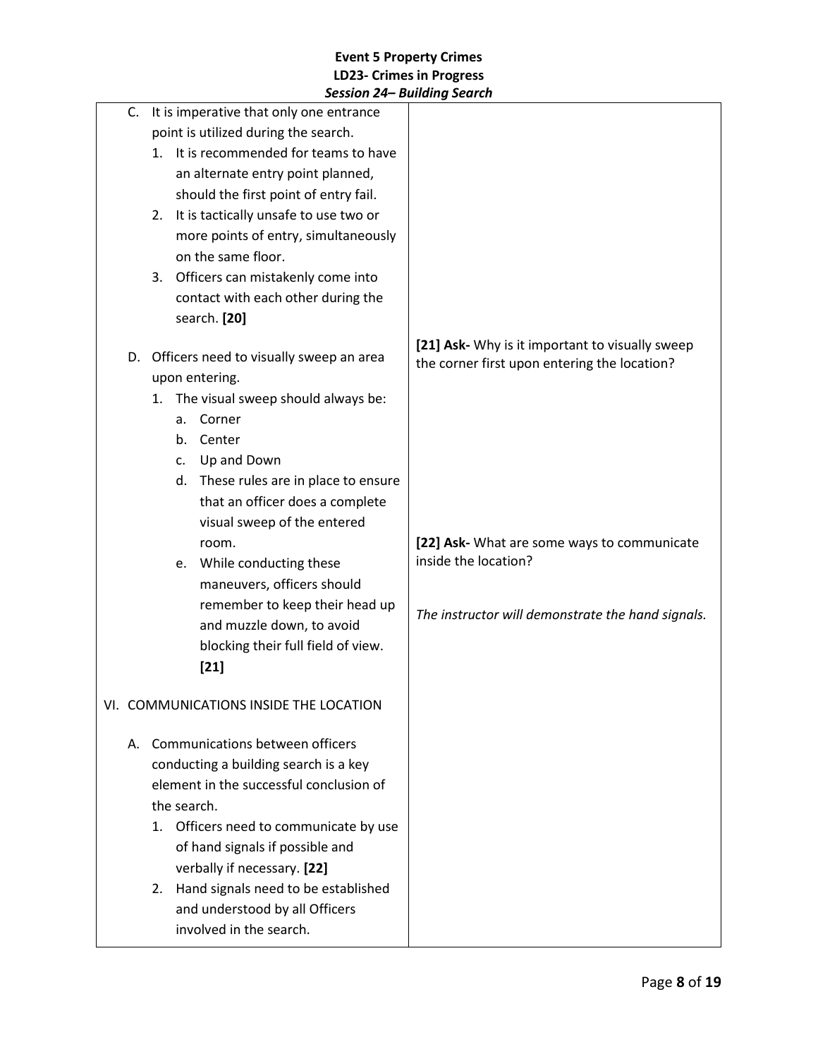| | |
|---|---|
| C. It is imperative that only one entrance point is utilized during the search.<br>1. It is recommended for teams to have an alternate entry point planned, should the first point of entry fail.<br>2. It is tactically unsafe to use two or more points of entry, simultaneously on the same floor.<br>3. Officers can mistakenly come into contact with each other during the search. **[20]** | |
| D. Officers need to visually sweep an area upon entering.<br>1. The visual sweep should always be:<br>a. Corner<br>b. Center<br>c. Up and Down<br>d. These rules are in place to ensure that an officer does a complete visual sweep of the entered room.<br>e. While conducting these maneuvers, officers should remember to keep their head up and muzzle down, to avoid blocking their full field of view. **[21]** | **[21] Ask-** Why is it important to visually sweep the corner first upon entering the location?<br><br>**[22] Ask-** What are some ways to communicate inside the location?<br><br>*The instructor will demonstrate the hand signals.* |
| VI. COMMUNICATIONS INSIDE THE LOCATION<br><br>A. Communications between officers conducting a building search is a key element in the successful conclusion of the search.<br>1. Officers need to communicate by use of hand signals if possible and verbally if necessary. **[22]**<br>2. Hand signals need to be established and understood by all Officers involved in the search. | |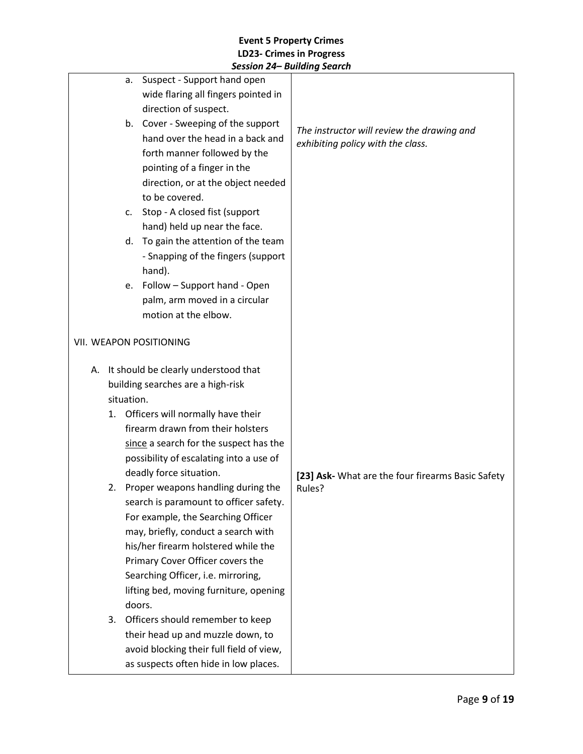| | |
|---|---|
| a. Suspect - Support hand open wide flaring all fingers pointed in direction of suspect.<br>b. Cover - Sweeping of the support hand over the head in a back and forth manner followed by the pointing of a finger in the direction, or at the object needed to be covered.<br>c. Stop - A closed fist (support hand) held up near the face.<br>d. To gain the attention of the team - Snapping of the fingers (support hand).<br>e. Follow – Support hand - Open palm, arm moved in a circular motion at the elbow. | *The instructor will review the drawing and exhibiting policy with the class.* |
| VII. WEAPON POSITIONING<br><br>A. It should be clearly understood that building searches are a high-risk situation.<br>1. Officers will normally have their firearm drawn from their holsters <u>since</u> a search for the suspect has the possibility of escalating into a use of deadly force situation.<br>2. Proper weapons handling during the search is paramount to officer safety. For example, the Searching Officer may, briefly, conduct a search with his/her firearm holstered while the Primary Cover Officer covers the Searching Officer, i.e. mirroring, lifting bed, moving furniture, opening doors.<br>3. Officers should remember to keep their head up and muzzle down, to avoid blocking their full field of view, as suspects often hide in low places. | **[23] Ask-** What are the four firearms Basic Safety Rules? |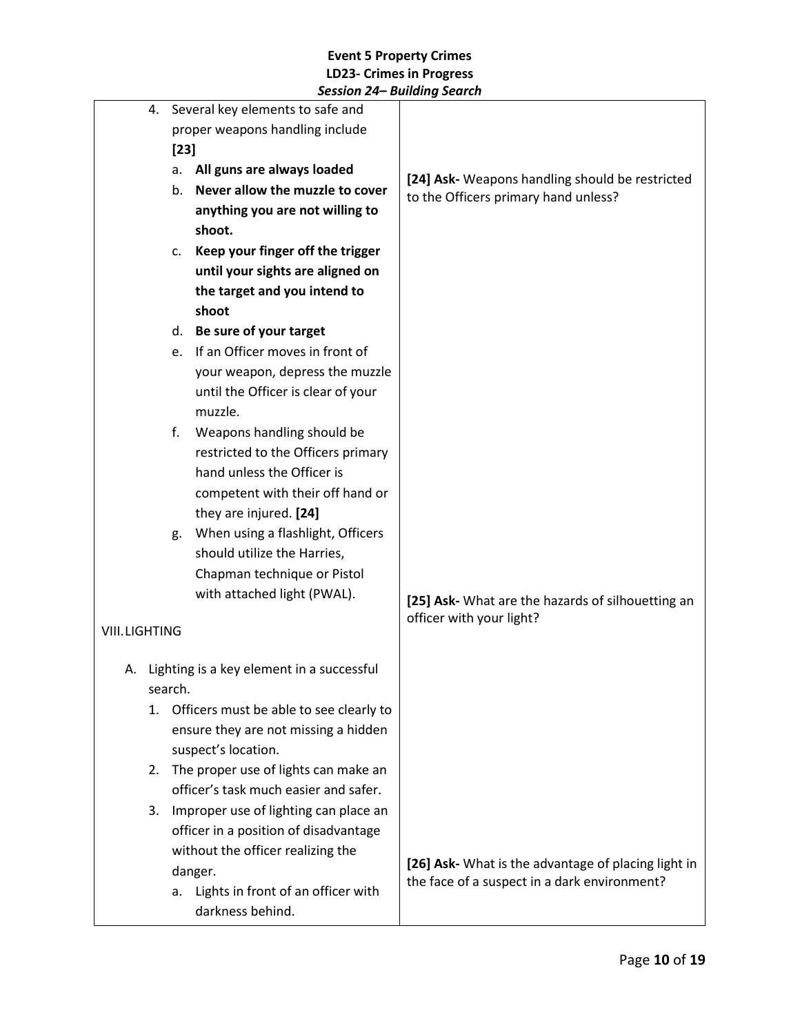4. Several key elements to safe and proper weapons handling include **[23]**
   a. **All guns are always loaded**
   b. **Never allow the muzzle to cover anything you are not willing to shoot.**
   c. **Keep your finger off the trigger until your sights are aligned on the target and you intend to shoot**
   d. **Be sure of your target**
   e. If an Officer moves in front of your weapon, depress the muzzle until the Officer is clear of your muzzle.
   f. Weapons handling should be restricted to the Officers primary hand unless the Officer is competent with their off hand or they are injured. **[24]**
   g. When using a flashlight, Officers should utilize the Harries, Chapman technique or Pistol with attached light (PWAL).

**[24] Ask-** Weapons handling should be restricted to the Officers primary hand unless?

**[25] Ask-** What are the hazards of silhouetting an officer with your light?

VIII. LIGHTING

A. Lighting is a key element in a successful search.
   1. Officers must be able to see clearly to ensure they are not missing a hidden suspect's location.
   2. The proper use of lights can make an officer's task much easier and safer.
   3. Improper use of lighting can place an officer in a position of disadvantage without the officer realizing the danger.
      a. Lights in front of an officer with darkness behind.

**[26] Ask-** What is the advantage of placing light in the face of a suspect in a dark environment?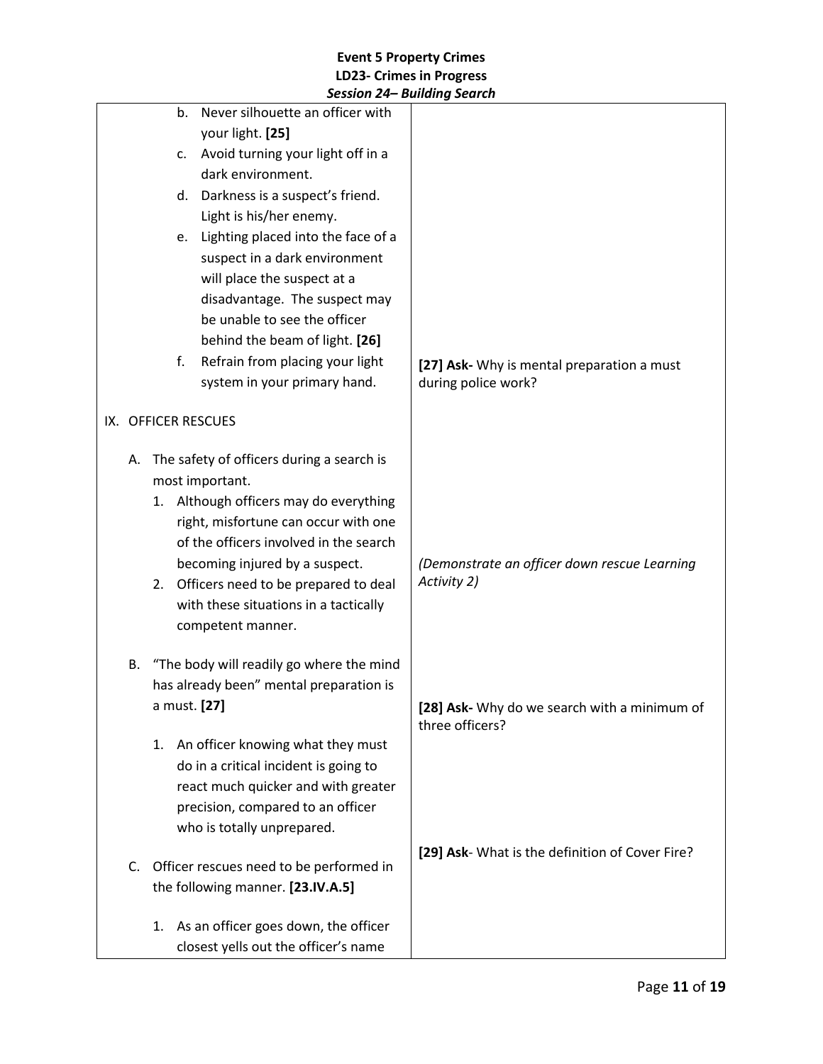| | |
|---|---|
| b. Never silhouette an officer with your light. **[25]**<br>c. Avoid turning your light off in a dark environment.<br>d. Darkness is a suspect's friend. Light is his/her enemy.<br>e. Lighting placed into the face of a suspect in a dark environment will place the suspect at a disadvantage. The suspect may be unable to see the officer behind the beam of light. **[26]**<br>f. Refrain from placing your light system in your primary hand. | **[27] Ask-** Why is mental preparation a must during police work? |
| IX. OFFICER RESCUES<br><br>A. The safety of officers during a search is most important.<br>1. Although officers may do everything right, misfortune can occur with one of the officers involved in the search becoming injured by a suspect.<br>2. Officers need to be prepared to deal with these situations in a tactically competent manner. | *(Demonstrate an officer down rescue Learning Activity 2)* |
| B. "The body will readily go where the mind has already been" mental preparation is a must. **[27]**<br><br>1. An officer knowing what they must do in a critical incident is going to react much quicker and with greater precision, compared to an officer who is totally unprepared. | **[28] Ask-** Why do we search with a minimum of three officers? |
| C. Officer rescues need to be performed in the following manner. **[23.IV.A.5]**<br><br>1. As an officer goes down, the officer closest yells out the officer's name | **[29] Ask**- What is the definition of Cover Fire? |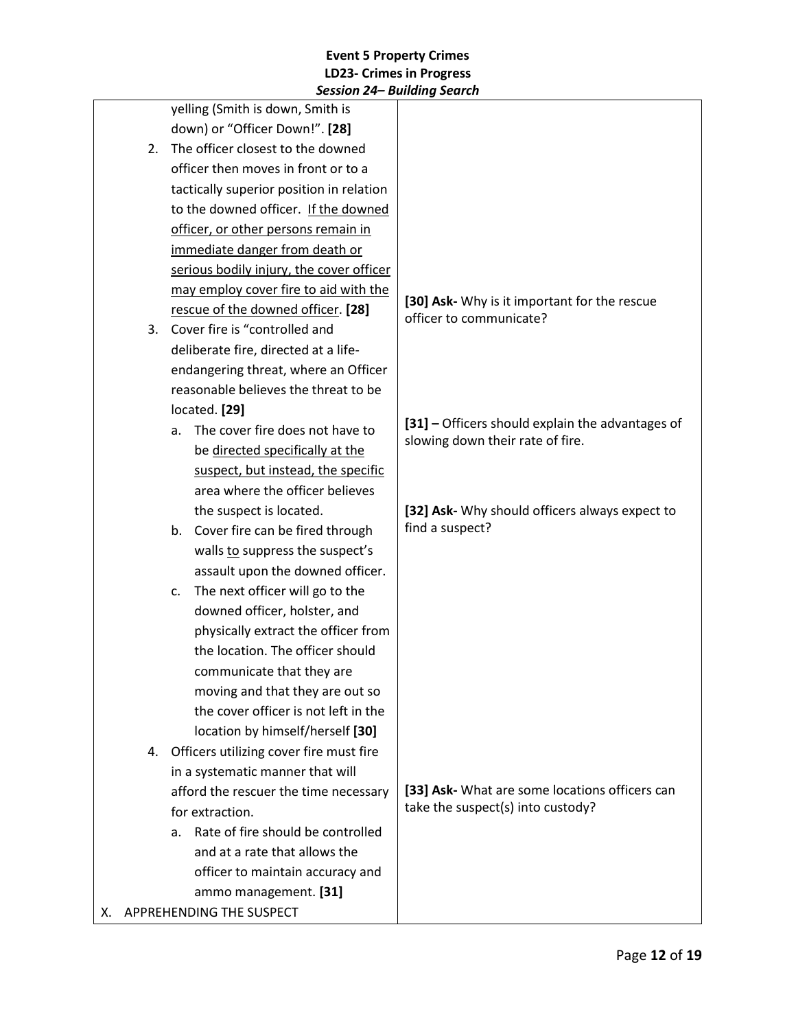| | |
|---|---|
| yelling (Smith is down, Smith is down) or "Officer Down!". **[28]**<br>2. The officer closest to the downed officer then moves in front or to a tactically superior position in relation to the downed officer. <u>If the downed officer, or other persons remain in immediate danger from death or serious bodily injury, the cover officer may employ cover fire to aid with the rescue of the downed officer</u>. **[28]**<br>3. Cover fire is "controlled and deliberate fire, directed at a life-endangering threat, where an Officer reasonable believes the threat to be located. **[29]**<br>a. The cover fire does not have to be <u>directed specifically at the suspect, but instead, the specific</u> area where the officer believes the suspect is located.<br>b. Cover fire can be fired through walls <u>to</u> suppress the suspect's assault upon the downed officer.<br>c. The next officer will go to the downed officer, holster, and physically extract the officer from the location. The officer should communicate that they are moving and that they are out so the cover officer is not left in the location by himself/herself **[30]**<br>4. Officers utilizing cover fire must fire in a systematic manner that will afford the rescuer the time necessary for extraction.<br>a. Rate of fire should be controlled and at a rate that allows the officer to maintain accuracy and ammo management. **[31]** | **[30] Ask-** Why is it important for the rescue officer to communicate?<br><br>**[31] –** Officers should explain the advantages of slowing down their rate of fire.<br><br>**[32] Ask-** Why should officers always expect to find a suspect?<br><br>**[33] Ask-** What are some locations officers can take the suspect(s) into custody? |
| X. APPREHENDING THE SUSPECT | |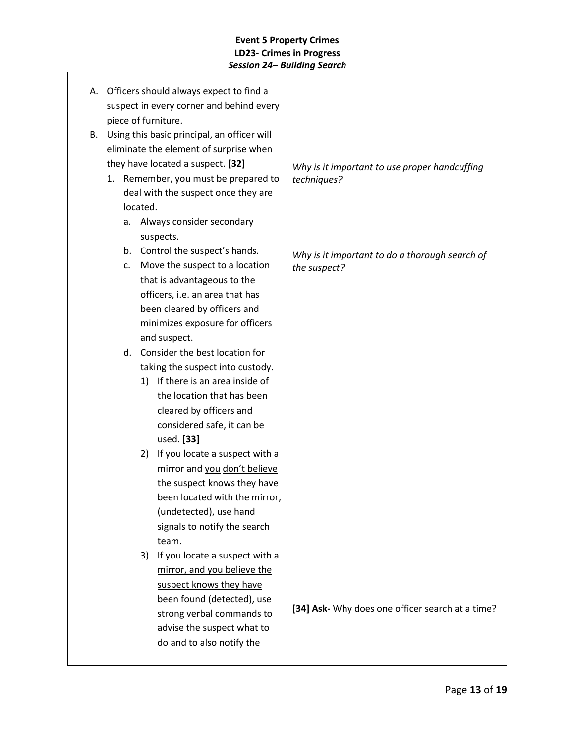| | |
|---|---|
| A. Officers should always expect to find a suspect in every corner and behind every piece of furniture.<br>B. Using this basic principal, an officer will eliminate the element of surprise when they have located a suspect. **[32]**<br>1. Remember, you must be prepared to deal with the suspect once they are located.<br>a. Always consider secondary suspects.<br>b. Control the suspect's hands.<br>c. Move the suspect to a location that is advantageous to the officers, i.e. an area that has been cleared by officers and minimizes exposure for officers and suspect.<br>d. Consider the best location for taking the suspect into custody.<br>1) If there is an area inside of the location that has been cleared by officers and considered safe, it can be used. **[33]**<br>2) If you locate a suspect with a mirror and <u>you</u> <u>don't believe the suspect knows they have been located with the mirror</u>, (undetected), use hand signals to notify the search team.<br>3) If you locate a suspect <u>with a mirror, and you believe the suspect knows they have been found</u> (detected), use strong verbal commands to advise the suspect what to do and to also notify the | *Why is it important to use proper handcuffing techniques?*<br><br>*Why is it important to do a thorough search of the suspect?*<br><br>**[34] Ask-** Why does one officer search at a time? |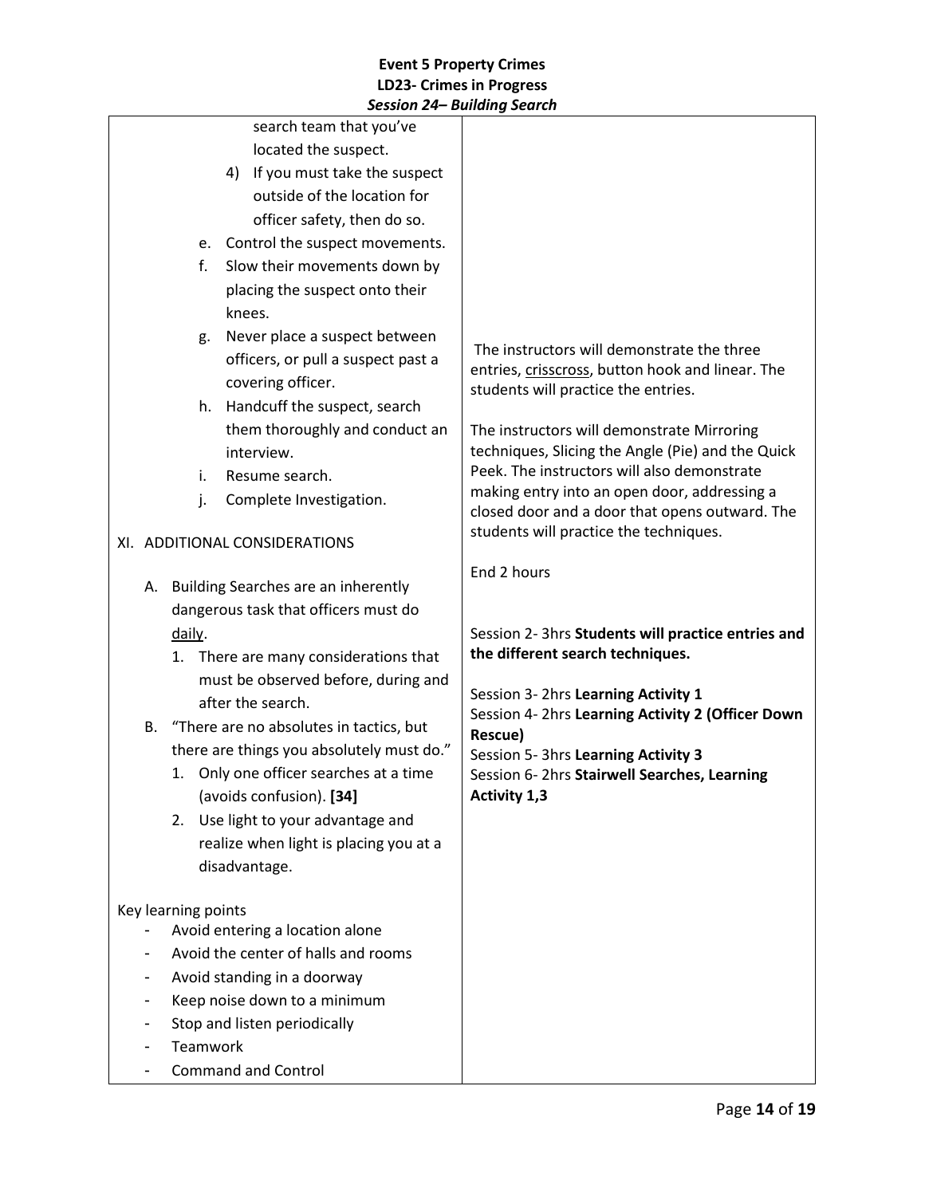| | |
|---|---|
| search team that you've located the suspect.<br>4) If you must take the suspect outside of the location for officer safety, then do so.<br>e. Control the suspect movements.<br>f. Slow their movements down by placing the suspect onto their knees.<br>g. Never place a suspect between officers, or pull a suspect past a covering officer.<br>h. Handcuff the suspect, search them thoroughly and conduct an interview.<br>i. Resume search.<br>j. Complete Investigation.<br><br>XI. ADDITIONAL CONSIDERATIONS<br><br>A. Building Searches are an inherently dangerous task that officers must do <u>daily</u>.<br>1. There are many considerations that must be observed before, during and after the search.<br>B. "There are no absolutes in tactics, but there are things you absolutely must do."<br>1. Only one officer searches at a time (avoids confusion). **[34]**<br>2. Use light to your advantage and realize when light is placing you at a disadvantage.<br><br>Key learning points<br>- Avoid entering a location alone<br>- Avoid the center of halls and rooms<br>- Avoid standing in a doorway<br>- Keep noise down to a minimum<br>- Stop and listen periodically<br>- Teamwork<br>- Command and Control | The instructors will demonstrate the three entries, <u>crisscross</u>, button hook and linear. The students will practice the entries.<br><br>The instructors will demonstrate Mirroring techniques, Slicing the Angle (Pie) and the Quick Peek. The instructors will also demonstrate making entry into an open door, addressing a closed door and a door that opens outward. The students will practice the techniques.<br><br>End 2 hours<br><br>Session 2- 3hrs **Students will practice entries and the different search techniques.**<br><br>Session 3- 2hrs **Learning Activity 1**<br>Session 4- 2hrs **Learning Activity 2 (Officer Down Rescue)**<br>Session 5- 3hrs **Learning Activity 3**<br>Session 6- 2hrs **Stairwell Searches, Learning Activity 1,3** |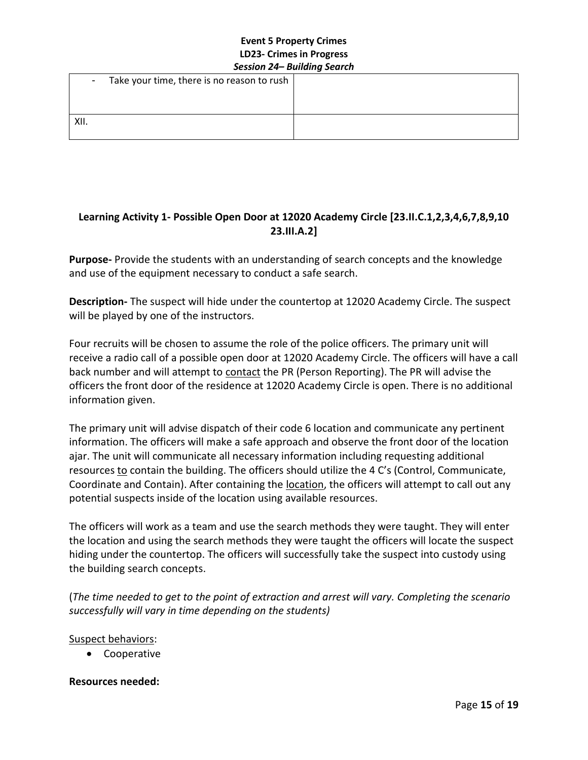| | |
|---|---|
| - Take your time, there is no reason to rush | |
| XII. | |

**Learning Activity 1- Possible Open Door at 12020 Academy Circle [23.II.C.1,2,3,4,6,7,8,9,10 23.III.A.2]**

**Purpose-** Provide the students with an understanding of search concepts and the knowledge and use of the equipment necessary to conduct a safe search.

**Description-** The suspect will hide under the countertop at 12020 Academy Circle. The suspect will be played by one of the instructors.

Four recruits will be chosen to assume the role of the police officers. The primary unit will receive a radio call of a possible open door at 12020 Academy Circle. The officers will have a call back number and will attempt to contact the PR (Person Reporting). The PR will advise the officers the front door of the residence at 12020 Academy Circle is open. There is no additional information given.

The primary unit will advise dispatch of their code 6 location and communicate any pertinent information. The officers will make a safe approach and observe the front door of the location ajar. The unit will communicate all necessary information including requesting additional resources to contain the building. The officers should utilize the 4 C's (Control, Communicate, Coordinate and Contain). After containing the location, the officers will attempt to call out any potential suspects inside of the location using available resources.

The officers will work as a team and use the search methods they were taught. They will enter the location and using the search methods they were taught the officers will locate the suspect hiding under the countertop. The officers will successfully take the suspect into custody using the building search concepts.

(*The time needed to get to the point of extraction and arrest will vary. Completing the scenario successfully will vary in time depending on the students)*

Suspect behaviors:

- Cooperative

**Resources needed:**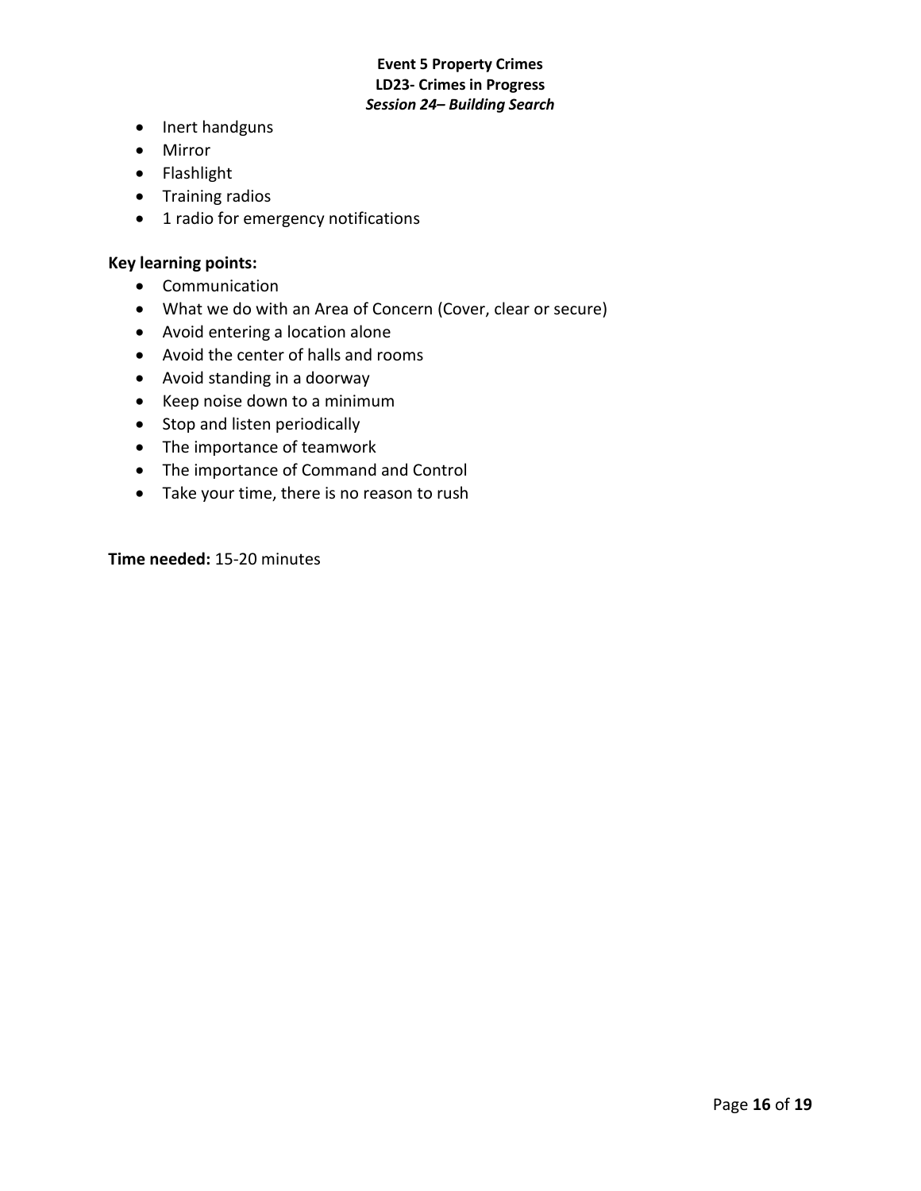- Inert handguns
- Mirror
- Flashlight
- Training radios
- 1 radio for emergency notifications

**Key learning points:**

- Communication
- What we do with an Area of Concern (Cover, clear or secure)
- Avoid entering a location alone
- Avoid the center of halls and rooms
- Avoid standing in a doorway
- Keep noise down to a minimum
- Stop and listen periodically
- The importance of teamwork
- The importance of Command and Control
- Take your time, there is no reason to rush

**Time needed:** 15-20 minutes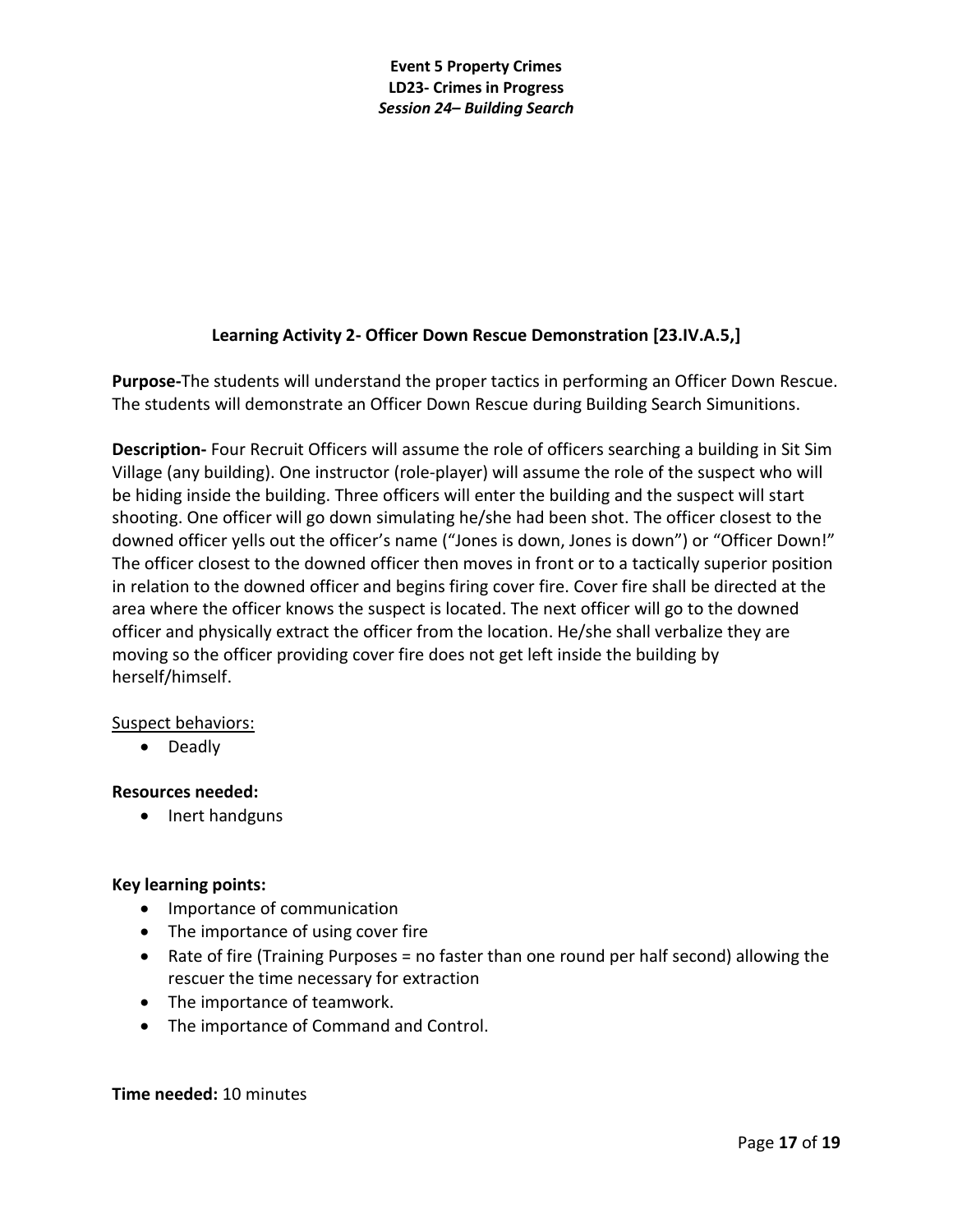**Event 5 Property Crimes**
**LD23- Crimes in Progress**
***Session 24– Building Search***

## Learning Activity 2- Officer Down Rescue Demonstration [23.IV.A.5,]

**Purpose-**The students will understand the proper tactics in performing an Officer Down Rescue. The students will demonstrate an Officer Down Rescue during Building Search Simunitions.

**Description-** Four Recruit Officers will assume the role of officers searching a building in Sit Sim Village (any building). One instructor (role-player) will assume the role of the suspect who will be hiding inside the building. Three officers will enter the building and the suspect will start shooting. One officer will go down simulating he/she had been shot. The officer closest to the downed officer yells out the officer's name ("Jones is down, Jones is down") or "Officer Down!" The officer closest to the downed officer then moves in front or to a tactically superior position in relation to the downed officer and begins firing cover fire. Cover fire shall be directed at the area where the officer knows the suspect is located. The next officer will go to the downed officer and physically extract the officer from the location. He/she shall verbalize they are moving so the officer providing cover fire does not get left inside the building by herself/himself.

Suspect behaviors:

- Deadly

**Resources needed:**

- Inert handguns

**Key learning points:**

- Importance of communication
- The importance of using cover fire
- Rate of fire (Training Purposes = no faster than one round per half second) allowing the rescuer the time necessary for extraction
- The importance of teamwork.
- The importance of Command and Control.

**Time needed:** 10 minutes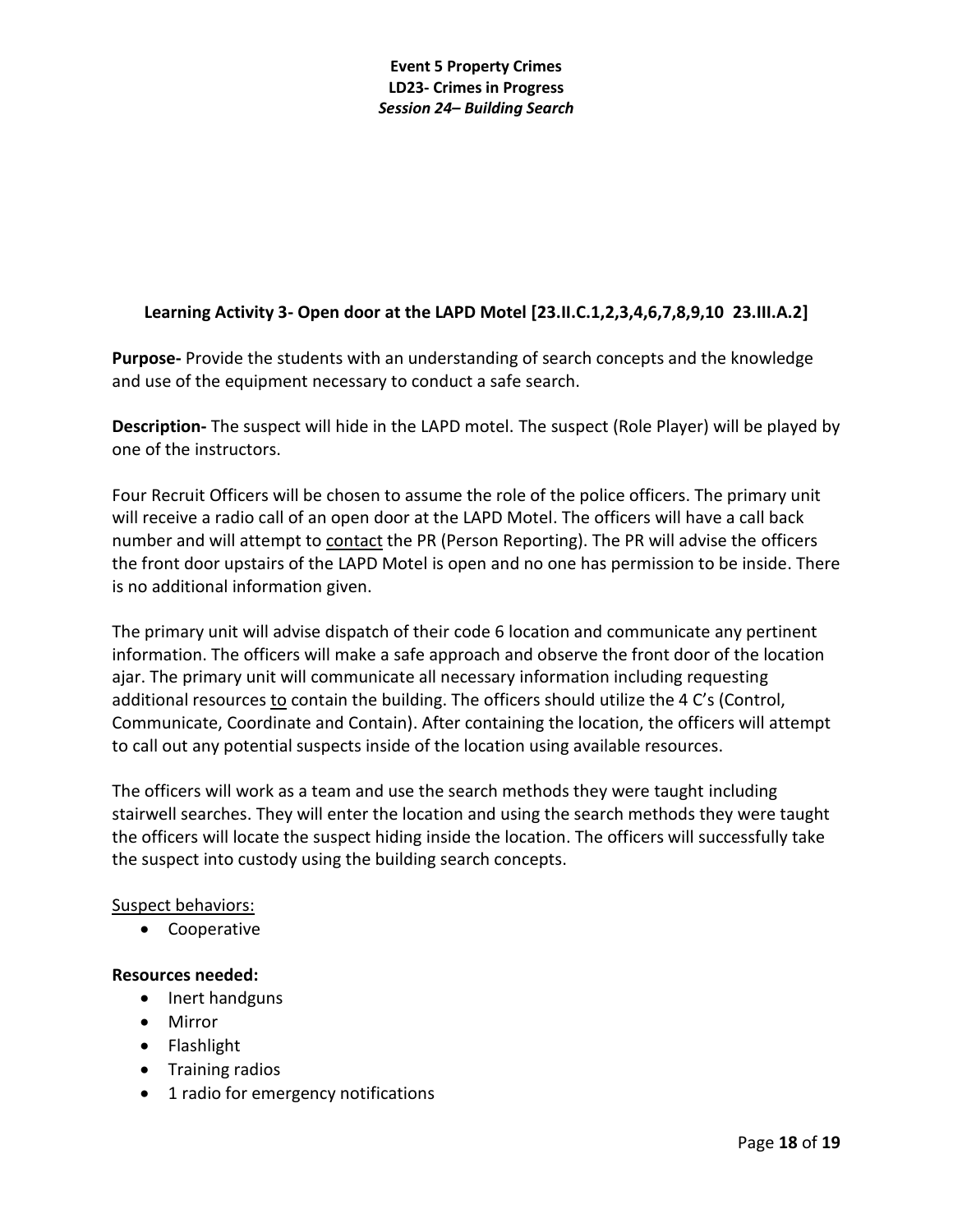**Learning Activity 3- Open door at the LAPD Motel [23.II.C.1,2,3,4,6,7,8,9,10 23.III.A.2]**

**Purpose-** Provide the students with an understanding of search concepts and the knowledge and use of the equipment necessary to conduct a safe search.

**Description-** The suspect will hide in the LAPD motel. The suspect (Role Player) will be played by one of the instructors.

Four Recruit Officers will be chosen to assume the role of the police officers. The primary unit will receive a radio call of an open door at the LAPD Motel. The officers will have a call back number and will attempt to contact the PR (Person Reporting). The PR will advise the officers the front door upstairs of the LAPD Motel is open and no one has permission to be inside. There is no additional information given.

The primary unit will advise dispatch of their code 6 location and communicate any pertinent information. The officers will make a safe approach and observe the front door of the location ajar. The primary unit will communicate all necessary information including requesting additional resources to contain the building. The officers should utilize the 4 C's (Control, Communicate, Coordinate and Contain). After containing the location, the officers will attempt to call out any potential suspects inside of the location using available resources.

The officers will work as a team and use the search methods they were taught including stairwell searches. They will enter the location and using the search methods they were taught the officers will locate the suspect hiding inside the location. The officers will successfully take the suspect into custody using the building search concepts.

Suspect behaviors:

- Cooperative

**Resources needed:**

- Inert handguns
- Mirror
- Flashlight
- Training radios
- 1 radio for emergency notifications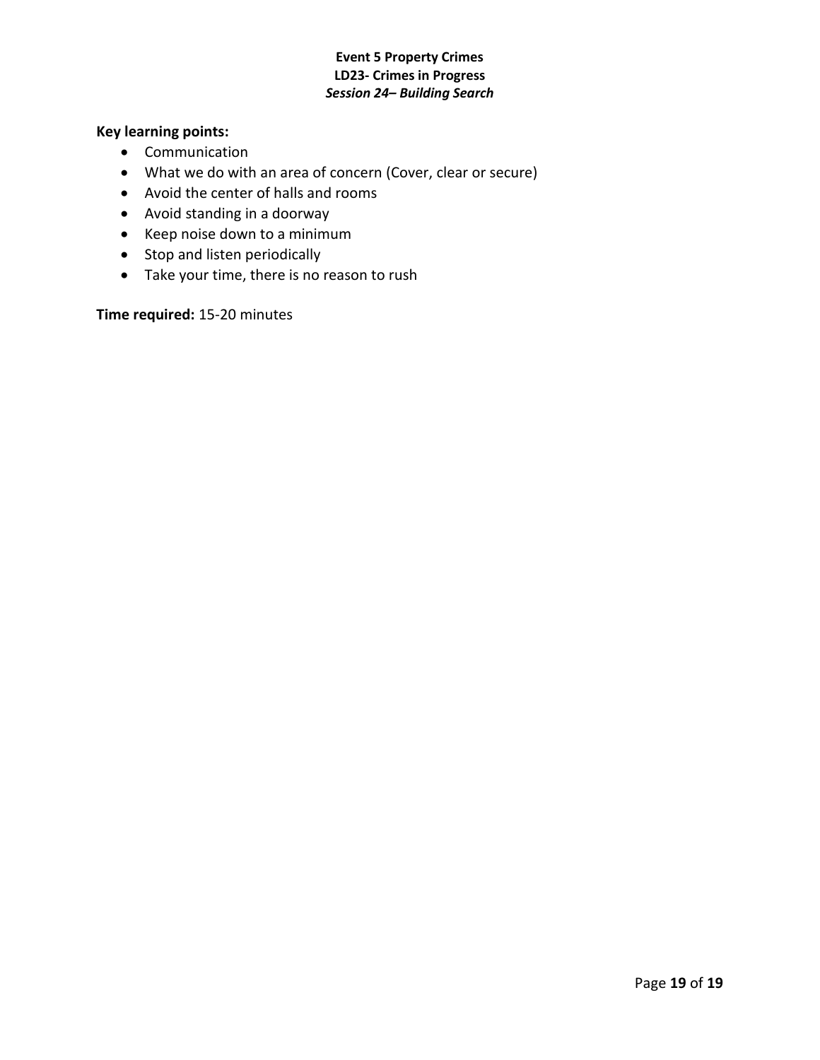**Event 5 Property Crimes**
**LD23- Crimes in Progress**
***Session 24– Building Search***

**Key learning points:**

- Communication
- What we do with an area of concern (Cover, clear or secure)
- Avoid the center of halls and rooms
- Avoid standing in a doorway
- Keep noise down to a minimum
- Stop and listen periodically
- Take your time, there is no reason to rush

**Time required:** 15-20 minutes